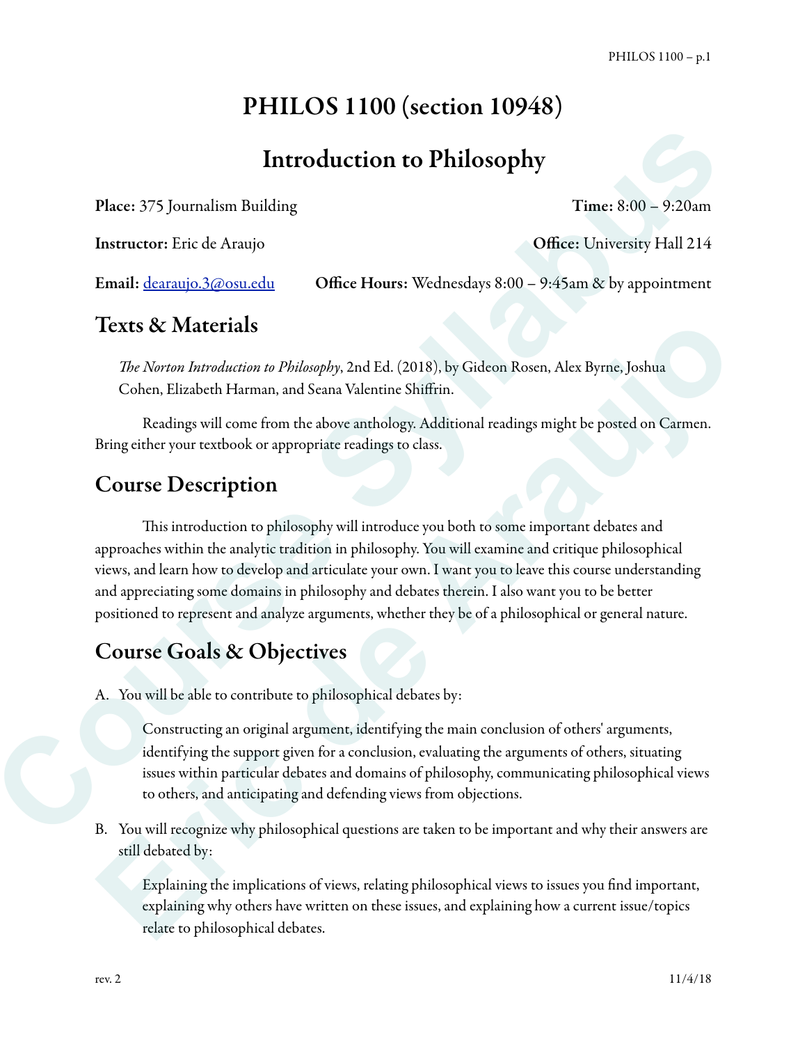# PHILOS 1100 (section 10948)

# Introduction to Philosophy

**Place:** 375 Journalism Building **Time:** 8:00 – 9:20am

**Instructor:** Eric de Araujo **Office:** University Hall 214

**Email:** dearaujo.3@osu.edu **Office Hours:** Wednesdays 8:00 – 9:45am & by appointment

## Texts & Materials

*The Norton Introduction to Philosophy*, 2nd Ed. (2018), by Gideon Rosen, Alex Byrne, Joshua Cohen, Elizabeth Harman, and Seana Valentine Shiffrin.

Readings will come from the above anthology. Additional readings might be posted on Carmen. Bring either your textbook or appropriate readings to class.

## Course Description

This introduction to philosophy will introduce you both to some important debates and approaches within the analytic tradition in philosophy. You will examine and critique philosophical views, and learn how to develop and articulate your own. I want you to leave this course understanding and appreciating some domains in philosophy and debates therein. I also want you to be better positioned to represent and analyze arguments, whether they be of a philosophical or general nature.

## Course Goals & Objectives

A. You will be able to contribute to philosophical debates by:

   Constructing an original argument, identifying the main conclusion of others' arguments, identifying the support given for a conclusion, evaluating the arguments of others, situating issues within particular debates and domains of philosophy, communicating philosophical views to others, and anticipating and defending views from objections.

B. You will recognize why philosophical questions are taken to be important and why their answers are still debated by:

   Explaining the implications of views, relating philosophical views to issues you find important, explaining why others have written on these issues, and explaining how a current issue/topics relate to philosophical debates.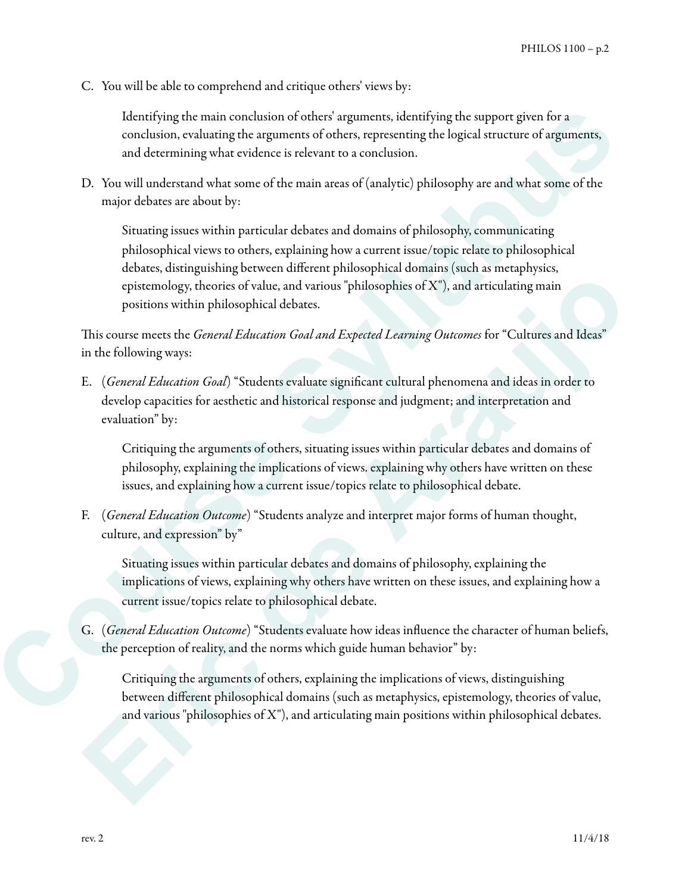C. You will be able to comprehend and critique others' views by:

   Identifying the main conclusion of others' arguments, identifying the support given for a conclusion, evaluating the arguments of others, representing the logical structure of arguments, and determining what evidence is relevant to a conclusion.

D. You will understand what some of the main areas of (analytic) philosophy are and what some of the major debates are about by:

   Situating issues within particular debates and domains of philosophy, communicating philosophical views to others, explaining how a current issue/topic relate to philosophical debates, distinguishing between different philosophical domains (such as metaphysics, epistemology, theories of value, and various "philosophies of X"), and articulating main positions within philosophical debates.

This course meets the *General Education Goal and Expected Learning Outcomes* for "Cultures and Ideas" in the following ways:

E. (*General Education Goal*) "Students evaluate significant cultural phenomena and ideas in order to develop capacities for aesthetic and historical response and judgment; and interpretation and evaluation" by:

   Critiquing the arguments of others, situating issues within particular debates and domains of philosophy, explaining the implications of views. explaining why others have written on these issues, and explaining how a current issue/topics relate to philosophical debate.

F. (*General Education Outcome*) "Students analyze and interpret major forms of human thought, culture, and expression" by"

   Situating issues within particular debates and domains of philosophy, explaining the implications of views, explaining why others have written on these issues, and explaining how a current issue/topics relate to philosophical debate.

G. (*General Education Outcome*) "Students evaluate how ideas influence the character of human beliefs, the perception of reality, and the norms which guide human behavior" by:

   Critiquing the arguments of others, explaining the implications of views, distinguishing between different philosophical domains (such as metaphysics, epistemology, theories of value, and various "philosophies of X"), and articulating main positions within philosophical debates.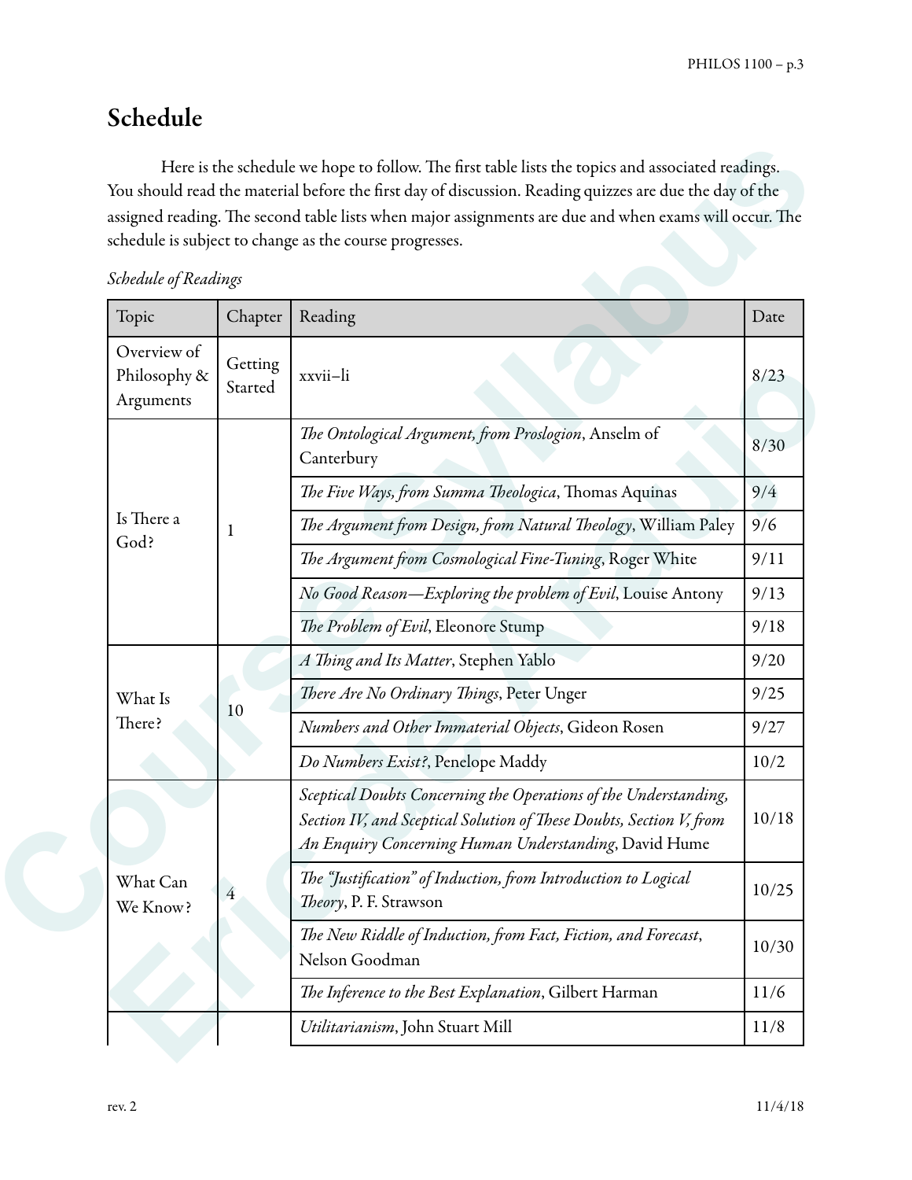## Schedule

Here is the schedule we hope to follow. The first table lists the topics and associated readings. You should read the material before the first day of discussion. Reading quizzes are due the day of the assigned reading. The second table lists when major assignments are due and when exams will occur. The schedule is subject to change as the course progresses.

*Schedule of Readings*

| Topic | Chapter | Reading | Date |
|---|---|---|---|
| Overview of Philosophy & Arguments | Getting Started | xxvii–li | 8/23 |
| Is There a God? | 1 | *The Ontological Argument, from Proslogion*, Anselm of Canterbury | 8/30 |
| | | *The Five Ways, from Summa Theologica*, Thomas Aquinas | 9/4 |
| | | *The Argument from Design, from Natural Theology*, William Paley | 9/6 |
| | | *The Argument from Cosmological Fine-Tuning*, Roger White | 9/11 |
| | | *No Good Reason—Exploring the problem of Evil*, Louise Antony | 9/13 |
| | | *The Problem of Evil*, Eleonore Stump | 9/18 |
| What Is There? | 10 | *A Thing and Its Matter*, Stephen Yablo | 9/20 |
| | | *There Are No Ordinary Things*, Peter Unger | 9/25 |
| | | *Numbers and Other Immaterial Objects*, Gideon Rosen | 9/27 |
| | | *Do Numbers Exist?*, Penelope Maddy | 10/2 |
| What Can We Know? | 4 | *Sceptical Doubts Concerning the Operations of the Understanding, Section IV, and Sceptical Solution of These Doubts, Section V, from An Enquiry Concerning Human Understanding*, David Hume | 10/18 |
| | | *The "Justification" of Induction, from Introduction to Logical Theory*, P. F. Strawson | 10/25 |
| | | *The New Riddle of Induction, from Fact, Fiction, and Forecast*, Nelson Goodman | 10/30 |
| | | *The Inference to the Best Explanation*, Gilbert Harman | 11/6 |
| | | *Utilitarianism*, John Stuart Mill | 11/8 |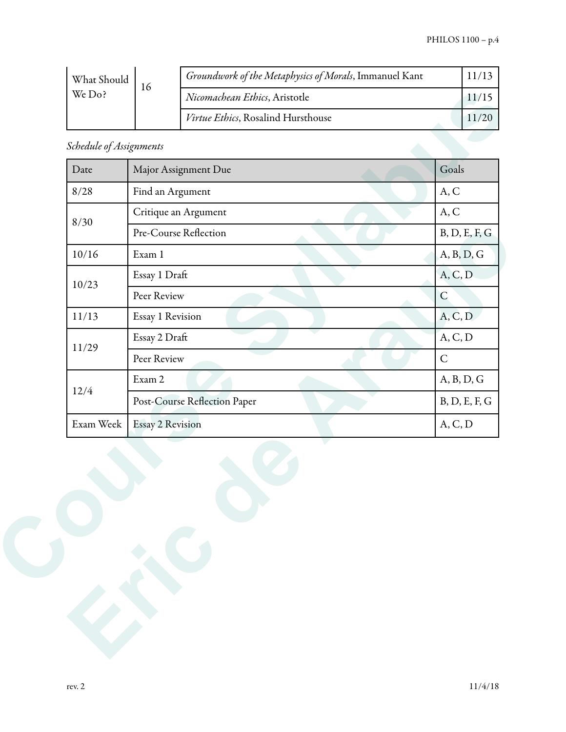| What Should We Do? | 16 | *Groundwork of the Metaphysics of Morals*, Immanuel Kant | 11/13 |
|---|---|---|---|
| | | *Nicomachean Ethics*, Aristotle | 11/15 |
| | | *Virtue Ethics*, Rosalind Hursthouse | 11/20 |

*Schedule of Assignments*

| Date | Major Assignment Due | Goals |
|---|---|---|
| 8/28 | Find an Argument | A, C |
| 8/30 | Critique an Argument | A, C |
| | Pre-Course Reflection | B, D, E, F, G |
| 10/16 | Exam 1 | A, B, D, G |
| 10/23 | Essay 1 Draft | A, C, D |
| | Peer Review | C |
| 11/13 | Essay 1 Revision | A, C, D |
| 11/29 | Essay 2 Draft | A, C, D |
| | Peer Review | C |
| 12/4 | Exam 2 | A, B, D, G |
| | Post-Course Reflection Paper | B, D, E, F, G |
| Exam Week | Essay 2 Revision | A, C, D |

rev. 2 11/4/18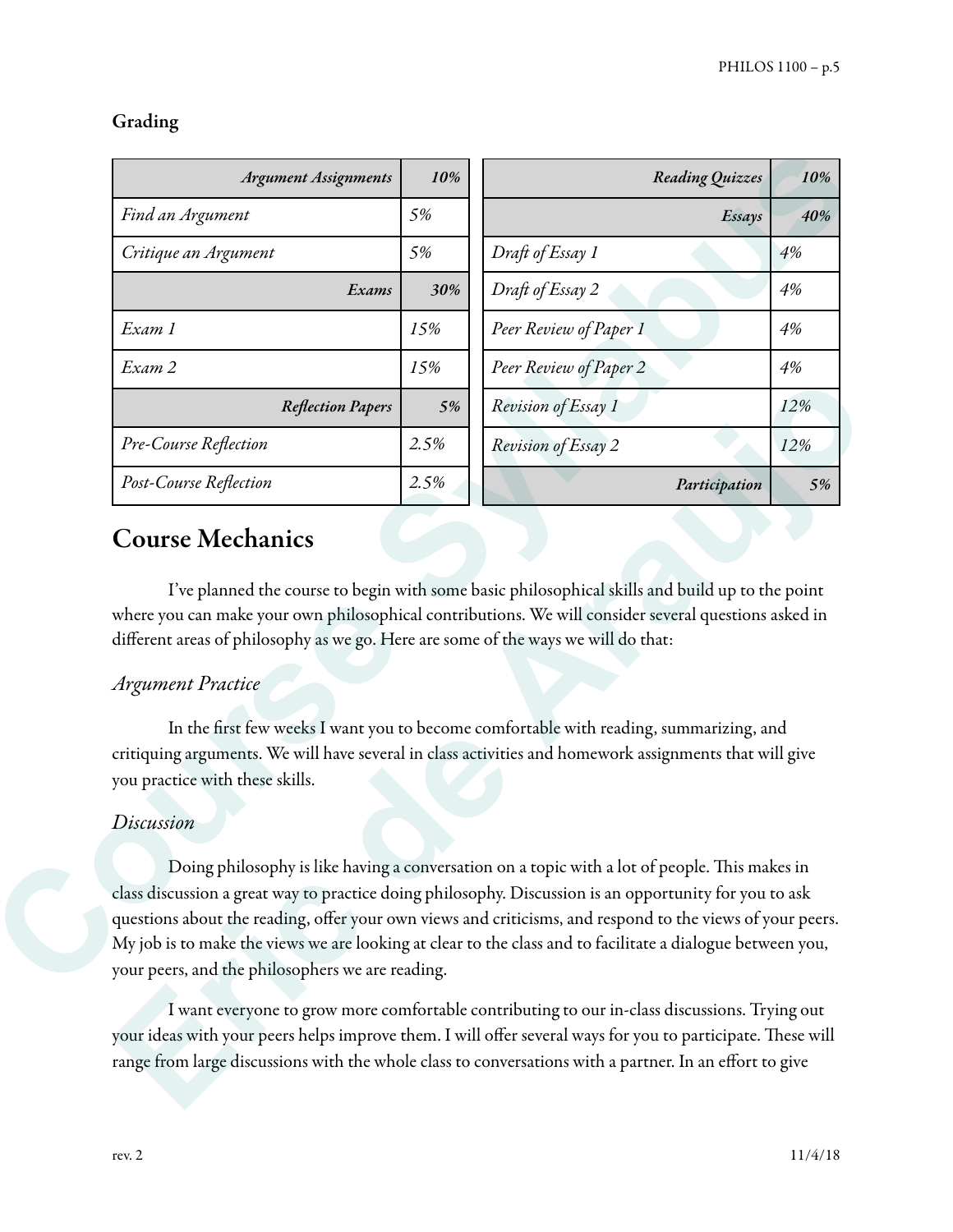### Grading

| *Argument Assignments* | *10%* |
| --- | --- |
| *Find an Argument* | *5%* |
| *Critique an Argument* | *5%* |
| ***Exams*** | ***30%*** |
| *Exam 1* | *15%* |
| *Exam 2* | *15%* |
| ***Reflection Papers*** | ***5%*** |
| *Pre-Course Reflection* | *2.5%* |
| *Post-Course Reflection* | *2.5%* |

| ***Reading Quizzes*** | ***10%*** |
| --- | --- |
| ***Essays*** | ***40%*** |
| *Draft of Essay 1* | *4%* |
| *Draft of Essay 2* | *4%* |
| *Peer Review of Paper 1* | *4%* |
| *Peer Review of Paper 2* | *4%* |
| *Revision of Essay 1* | *12%* |
| *Revision of Essay 2* | *12%* |
| ***Participation*** | ***5%*** |

## Course Mechanics

I've planned the course to begin with some basic philosophical skills and build up to the point where you can make your own philosophical contributions. We will consider several questions asked in different areas of philosophy as we go. Here are some of the ways we will do that:

### *Argument Practice*

In the first few weeks I want you to become comfortable with reading, summarizing, and critiquing arguments. We will have several in class activities and homework assignments that will give you practice with these skills.

### *Discussion*

Doing philosophy is like having a conversation on a topic with a lot of people. This makes in class discussion a great way to practice doing philosophy. Discussion is an opportunity for you to ask questions about the reading, offer your own views and criticisms, and respond to the views of your peers. My job is to make the views we are looking at clear to the class and to facilitate a dialogue between you, your peers, and the philosophers we are reading.

I want everyone to grow more comfortable contributing to our in-class discussions. Trying out your ideas with your peers helps improve them. I will offer several ways for you to participate. These will range from large discussions with the whole class to conversations with a partner. In an effort to give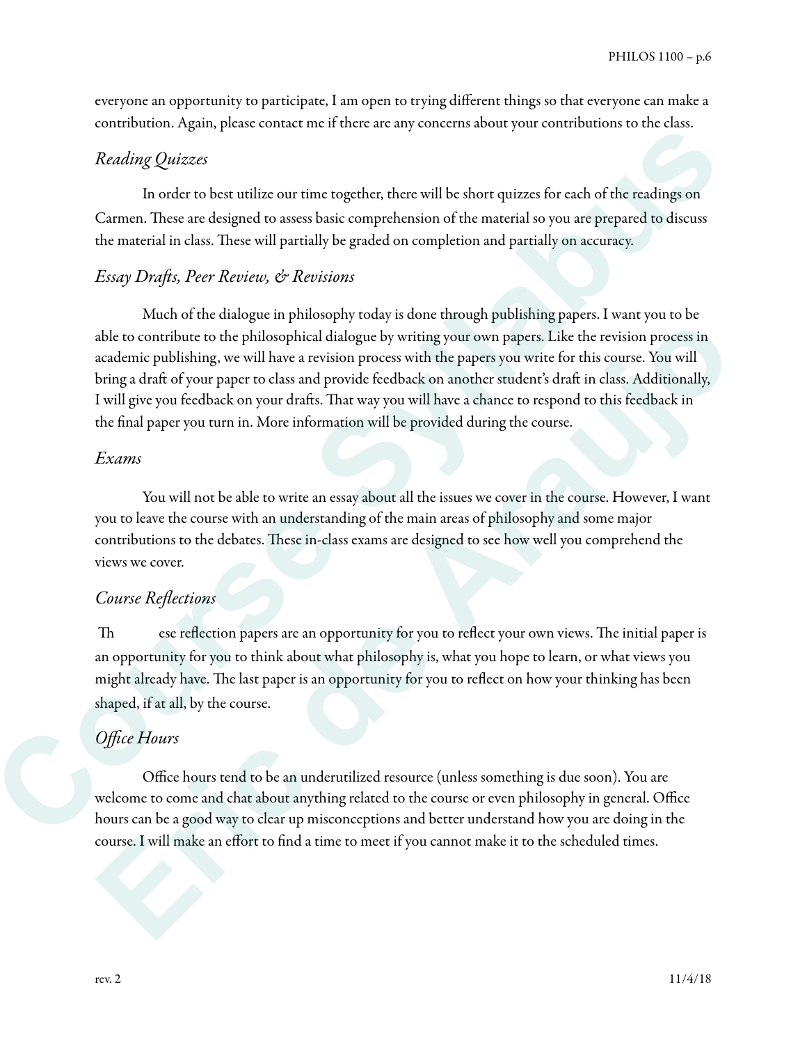everyone an opportunity to participate, I am open to trying different things so that everyone can make a contribution. Again, please contact me if there are any concerns about your contributions to the class.

### *Reading Quizzes*

In order to best utilize our time together, there will be short quizzes for each of the readings on Carmen. These are designed to assess basic comprehension of the material so you are prepared to discuss the material in class. These will partially be graded on completion and partially on accuracy.

### *Essay Drafts, Peer Review, & Revisions*

Much of the dialogue in philosophy today is done through publishing papers. I want you to be able to contribute to the philosophical dialogue by writing your own papers. Like the revision process in academic publishing, we will have a revision process with the papers you write for this course. You will bring a draft of your paper to class and provide feedback on another student's draft in class. Additionally, I will give you feedback on your drafts. That way you will have a chance to respond to this feedback in the final paper you turn in. More information will be provided during the course.

### *Exams*

You will not be able to write an essay about all the issues we cover in the course. However, I want you to leave the course with an understanding of the main areas of philosophy and some major contributions to the debates. These in-class exams are designed to see how well you comprehend the views we cover.

### *Course Reflections*

These reflection papers are an opportunity for you to reflect your own views. The initial paper is an opportunity for you to think about what philosophy is, what you hope to learn, or what views you might already have. The last paper is an opportunity for you to reflect on how your thinking has been shaped, if at all, by the course.

### *Office Hours*

Office hours tend to be an underutilized resource (unless something is due soon). You are welcome to come and chat about anything related to the course or even philosophy in general. Office hours can be a good way to clear up misconceptions and better understand how you are doing in the course. I will make an effort to find a time to meet if you cannot make it to the scheduled times.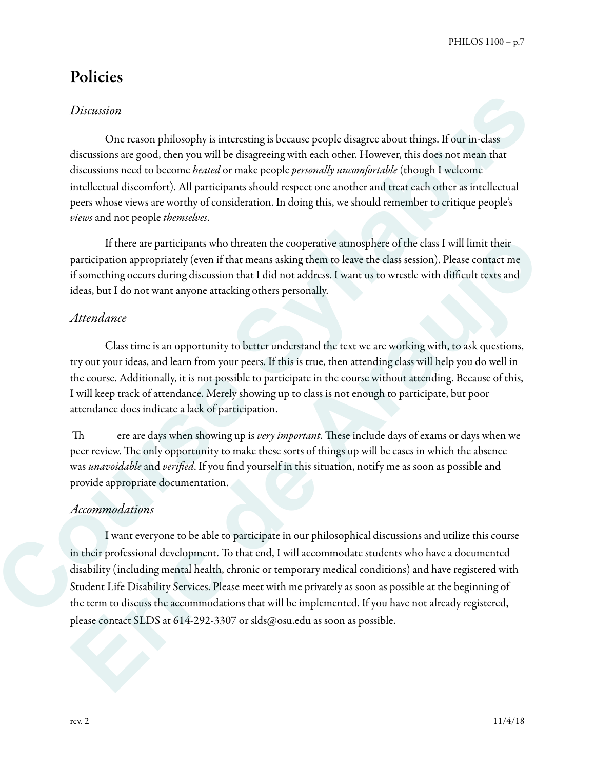# Policies

## *Discussion*

One reason philosophy is interesting is because people disagree about things. If our in-class discussions are good, then you will be disagreeing with each other. However, this does not mean that discussions need to become *heated* or make people *personally uncomfortable* (though I welcome intellectual discomfort). All participants should respect one another and treat each other as intellectual peers whose views are worthy of consideration. In doing this, we should remember to critique people's *views* and not people *themselves*.

If there are participants who threaten the cooperative atmosphere of the class I will limit their participation appropriately (even if that means asking them to leave the class session). Please contact me if something occurs during discussion that I did not address. I want us to wrestle with difficult texts and ideas, but I do not want anyone attacking others personally.

## *Attendance*

Class time is an opportunity to better understand the text we are working with, to ask questions, try out your ideas, and learn from your peers. If this is true, then attending class will help you do well in the course. Additionally, it is not possible to participate in the course without attending. Because of this, I will keep track of attendance. Merely showing up to class is not enough to participate, but poor attendance does indicate a lack of participation.

There are days when showing up is *very important*. These include days of exams or days when we peer review. The only opportunity to make these sorts of things up will be cases in which the absence was *unavoidable* and *verified*. If you find yourself in this situation, notify me as soon as possible and provide appropriate documentation.

## *Accommodations*

I want everyone to be able to participate in our philosophical discussions and utilize this course in their professional development. To that end, I will accommodate students who have a documented disability (including mental health, chronic or temporary medical conditions) and have registered with Student Life Disability Services. Please meet with me privately as soon as possible at the beginning of the term to discuss the accommodations that will be implemented. If you have not already registered, please contact SLDS at 614-292-3307 or slds@osu.edu as soon as possible.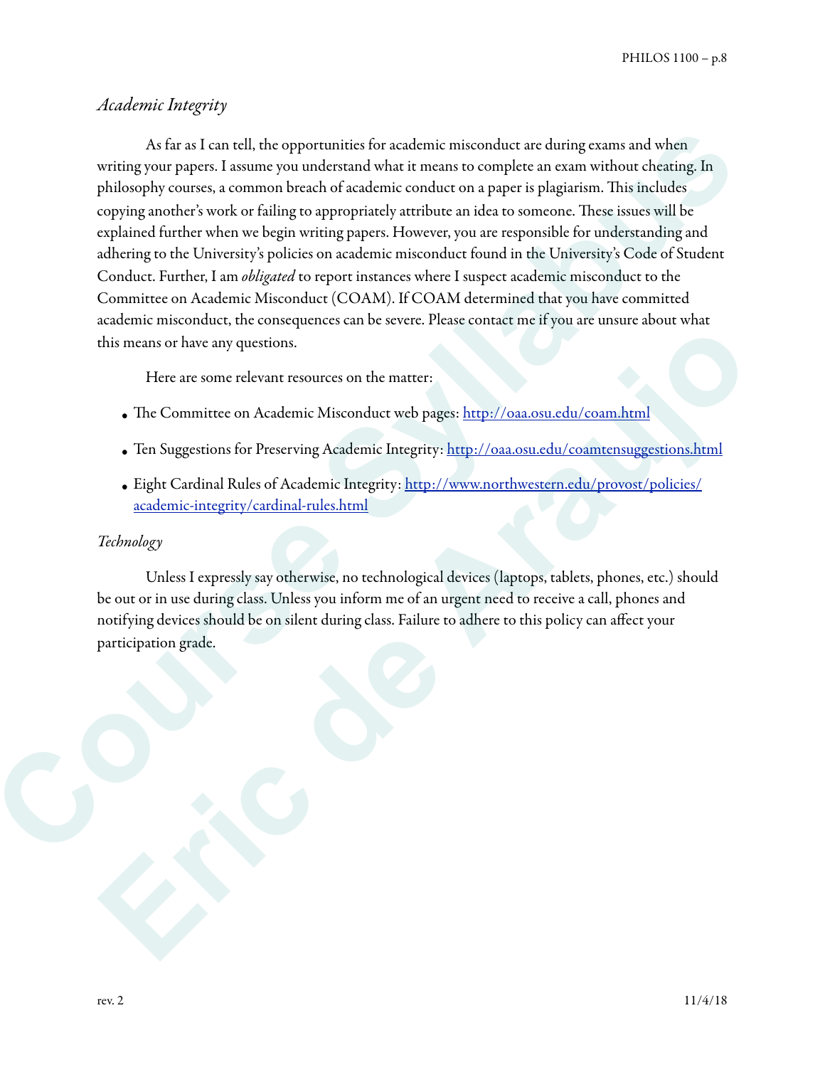## *Academic Integrity*

As far as I can tell, the opportunities for academic misconduct are during exams and when writing your papers. I assume you understand what it means to complete an exam without cheating. In philosophy courses, a common breach of academic conduct on a paper is plagiarism. This includes copying another's work or failing to appropriately attribute an idea to someone. These issues will be explained further when we begin writing papers. However, you are responsible for understanding and adhering to the University's policies on academic misconduct found in the University's Code of Student Conduct. Further, I am *obligated* to report instances where I suspect academic misconduct to the Committee on Academic Misconduct (COAM). If COAM determined that you have committed academic misconduct, the consequences can be severe. Please contact me if you are unsure about what this means or have any questions.

Here are some relevant resources on the matter:

- The Committee on Academic Misconduct web pages: http://oaa.osu.edu/coam.html
- Ten Suggestions for Preserving Academic Integrity: http://oaa.osu.edu/coamtensuggestions.html
- Eight Cardinal Rules of Academic Integrity: http://www.northwestern.edu/provost/policies/academic-integrity/cardinal-rules.html

## *Technology*

Unless I expressly say otherwise, no technological devices (laptops, tablets, phones, etc.) should be out or in use during class. Unless you inform me of an urgent need to receive a call, phones and notifying devices should be on silent during class. Failure to adhere to this policy can affect your participation grade.